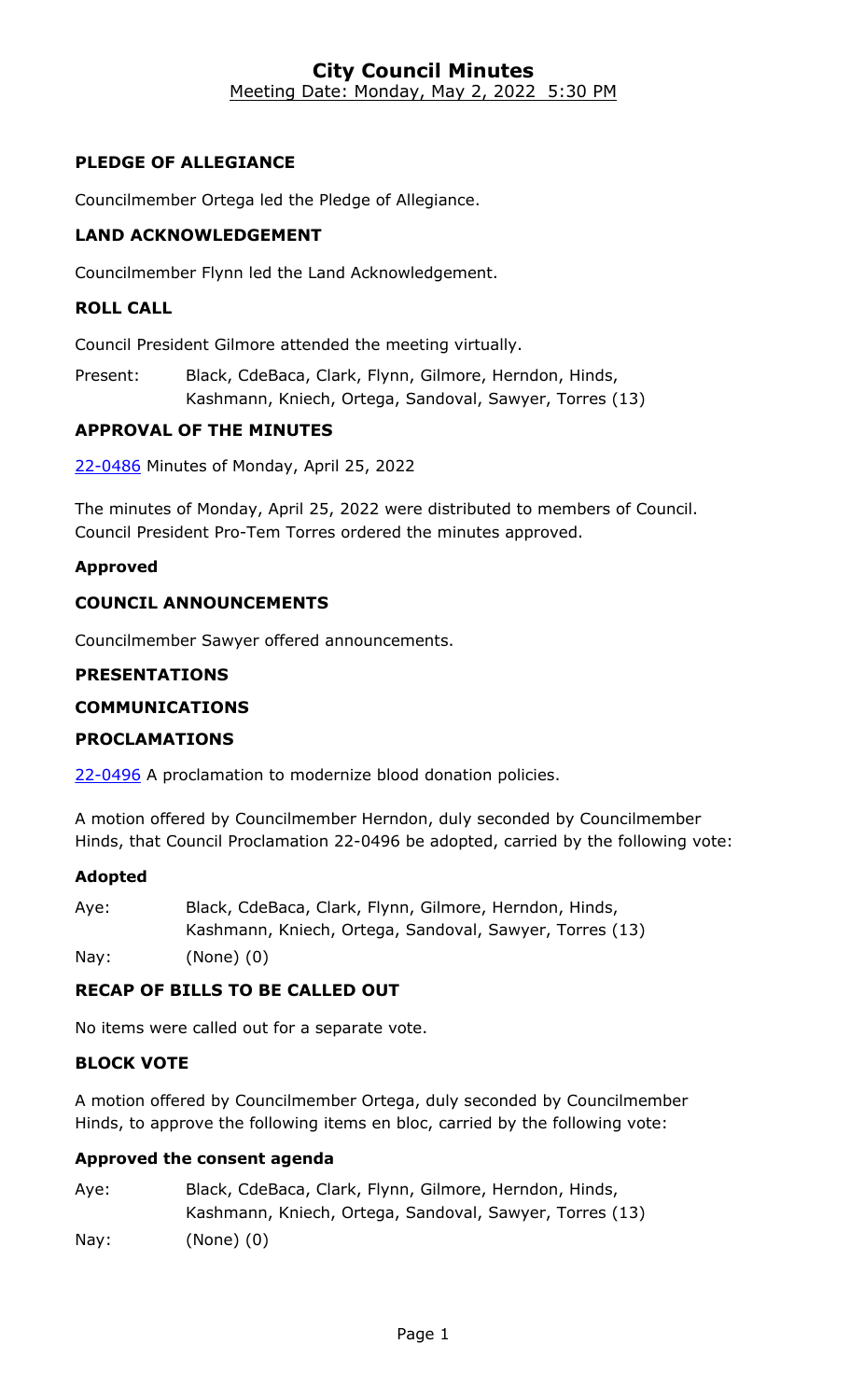# City Council Minutes

Meeting Date: Monday, May 2, 2022 5:30 PM

### PLEDGE OF ALLEGIANCE

Councilmember Ortega led the Pledge of Allegiance.

### LAND ACKNOWLEDGEMENT

Councilmember Flynn led the Land Acknowledgement.

### ROLL CALL

Council President Gilmore attended the meeting virtually.

Present: Black, CdeBaca, Clark, Flynn, Gilmore, Herndon, Hinds, Kashmann, Kniech, Ortega, Sandoval, Sawyer, Torres (13)

### APPROVAL OF THE MINUTES

22-0486 Minutes of Monday, April 25, 2022

The minutes of Monday, April 25, 2022 were distributed to members of Council. Council President Pro-Tem Torres ordered the minutes approved.

**Approved**

### COUNCIL ANNOUNCEMENTS

Councilmember Sawyer offered announcements.

### PRESENTATIONS

### COMMUNICATIONS

### PROCLAMATIONS

22-0496 A proclamation to modernize blood donation policies.

A motion offered by Councilmember Herndon, duly seconded by Councilmember Hinds, that Council Proclamation 22-0496 be adopted, carried by the following vote:

**Adopted**

Aye: Black, CdeBaca, Clark, Flynn, Gilmore, Herndon, Hinds, Kashmann, Kniech, Ortega, Sandoval, Sawyer, Torres (13)

Nay: (None) (0)

### RECAP OF BILLS TO BE CALLED OUT

No items were called out for a separate vote.

### BLOCK VOTE

A motion offered by Councilmember Ortega, duly seconded by Councilmember Hinds, to approve the following items en bloc, carried by the following vote:

**Approved the consent agenda**

Aye: Black, CdeBaca, Clark, Flynn, Gilmore, Herndon, Hinds, Kashmann, Kniech, Ortega, Sandoval, Sawyer, Torres (13)

Nay: (None) (0)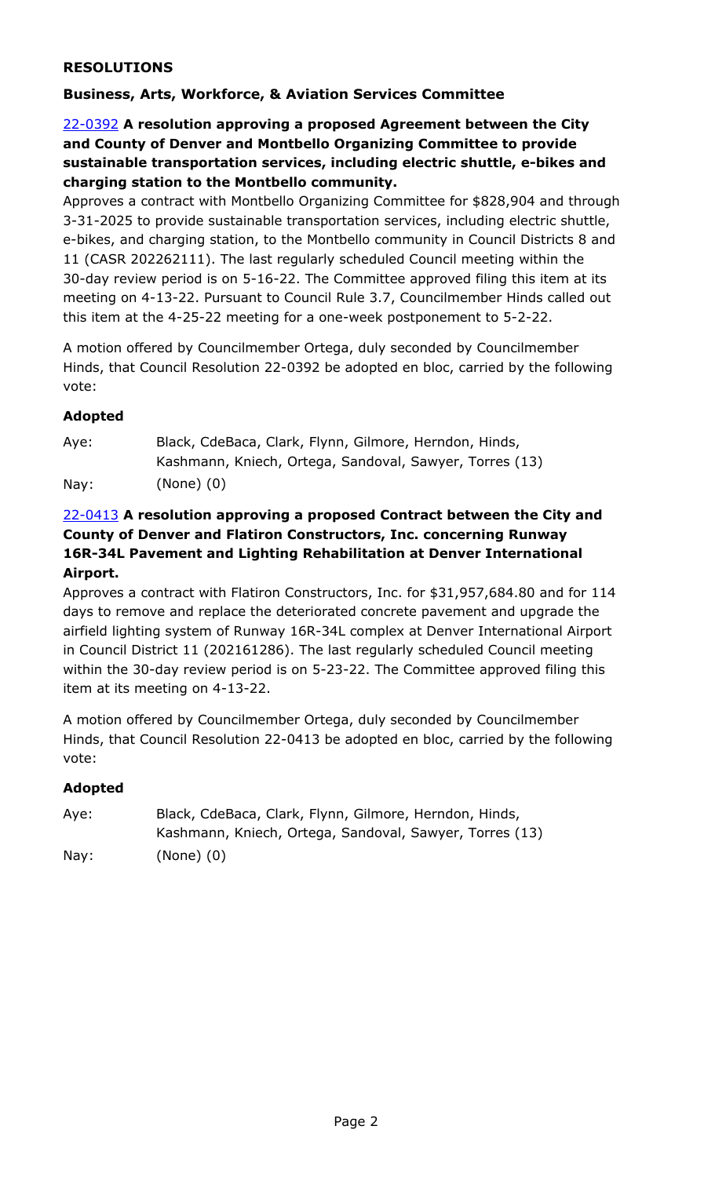## RESOLUTIONS

### Business, Arts, Workforce, & Aviation Services Committee

**22-0392 A resolution approving a proposed Agreement between the City and County of Denver and Montbello Organizing Committee to provide sustainable transportation services, including electric shuttle, e-bikes and charging station to the Montbello community.**

Approves a contract with Montbello Organizing Committee for $828,904 and through 3-31-2025 to provide sustainable transportation services, including electric shuttle, e-bikes, and charging station, to the Montbello community in Council Districts 8 and 11 (CASR 202262111). The last regularly scheduled Council meeting within the 30-day review period is on 5-16-22. The Committee approved filing this item at its meeting on 4-13-22. Pursuant to Council Rule 3.7, Councilmember Hinds called out this item at the 4-25-22 meeting for a one-week postponement to 5-2-22.

A motion offered by Councilmember Ortega, duly seconded by Councilmember Hinds, that Council Resolution 22-0392 be adopted en bloc, carried by the following vote:

**Adopted**

| | |
|---|---|
| Aye: | Black, CdeBaca, Clark, Flynn, Gilmore, Herndon, Hinds, Kashmann, Kniech, Ortega, Sandoval, Sawyer, Torres (13) |
| Nay: | (None) (0) |

**22-0413 A resolution approving a proposed Contract between the City and County of Denver and Flatiron Constructors, Inc. concerning Runway 16R-34L Pavement and Lighting Rehabilitation at Denver International Airport.**

Approves a contract with Flatiron Constructors, Inc. for $31,957,684.80 and for 114 days to remove and replace the deteriorated concrete pavement and upgrade the airfield lighting system of Runway 16R-34L complex at Denver International Airport in Council District 11 (202161286). The last regularly scheduled Council meeting within the 30-day review period is on 5-23-22. The Committee approved filing this item at its meeting on 4-13-22.

A motion offered by Councilmember Ortega, duly seconded by Councilmember Hinds, that Council Resolution 22-0413 be adopted en bloc, carried by the following vote:

**Adopted**

| | |
|---|---|
| Aye: | Black, CdeBaca, Clark, Flynn, Gilmore, Herndon, Hinds, Kashmann, Kniech, Ortega, Sandoval, Sawyer, Torres (13) |
| Nay: | (None) (0) |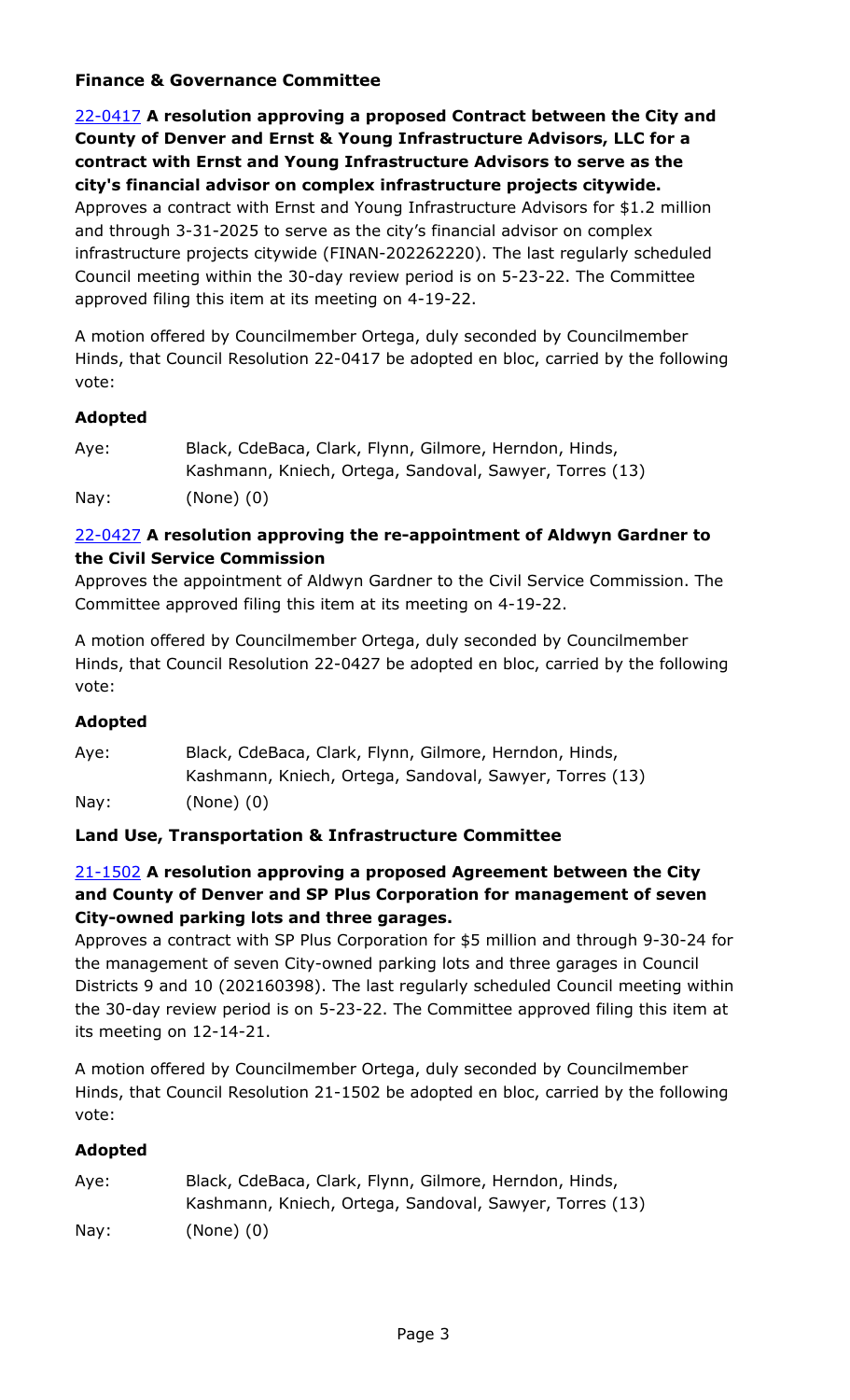### Finance & Governance Committee

**22-0417 A resolution approving a proposed Contract between the City and County of Denver and Ernst & Young Infrastructure Advisors, LLC for a contract with Ernst and Young Infrastructure Advisors to serve as the city's financial advisor on complex infrastructure projects citywide.**

Approves a contract with Ernst and Young Infrastructure Advisors for $1.2 million and through 3-31-2025 to serve as the city's financial advisor on complex infrastructure projects citywide (FINAN-202262220). The last regularly scheduled Council meeting within the 30-day review period is on 5-23-22. The Committee approved filing this item at its meeting on 4-19-22.

A motion offered by Councilmember Ortega, duly seconded by Councilmember Hinds, that Council Resolution 22-0417 be adopted en bloc, carried by the following vote:

**Adopted**

| | |
|---|---|
| Aye: | Black, CdeBaca, Clark, Flynn, Gilmore, Herndon, Hinds, Kashmann, Kniech, Ortega, Sandoval, Sawyer, Torres (13) |
| Nay: | (None) (0) |

**22-0427 A resolution approving the re-appointment of Aldwyn Gardner to the Civil Service Commission**

Approves the appointment of Aldwyn Gardner to the Civil Service Commission. The Committee approved filing this item at its meeting on 4-19-22.

A motion offered by Councilmember Ortega, duly seconded by Councilmember Hinds, that Council Resolution 22-0427 be adopted en bloc, carried by the following vote:

**Adopted**

| | |
|---|---|
| Aye: | Black, CdeBaca, Clark, Flynn, Gilmore, Herndon, Hinds, Kashmann, Kniech, Ortega, Sandoval, Sawyer, Torres (13) |
| Nay: | (None) (0) |

### Land Use, Transportation & Infrastructure Committee

**21-1502 A resolution approving a proposed Agreement between the City and County of Denver and SP Plus Corporation for management of seven City-owned parking lots and three garages.**

Approves a contract with SP Plus Corporation for $5 million and through 9-30-24 for the management of seven City-owned parking lots and three garages in Council Districts 9 and 10 (202160398). The last regularly scheduled Council meeting within the 30-day review period is on 5-23-22. The Committee approved filing this item at its meeting on 12-14-21.

A motion offered by Councilmember Ortega, duly seconded by Councilmember Hinds, that Council Resolution 21-1502 be adopted en bloc, carried by the following vote:

**Adopted**

| | |
|---|---|
| Aye: | Black, CdeBaca, Clark, Flynn, Gilmore, Herndon, Hinds, Kashmann, Kniech, Ortega, Sandoval, Sawyer, Torres (13) |
| Nay: | (None) (0) |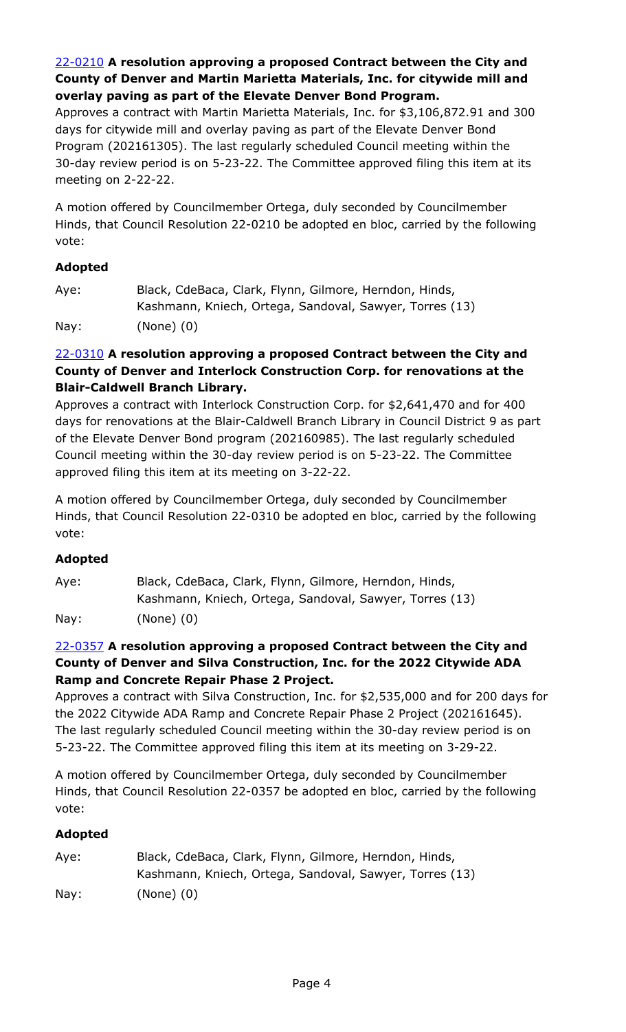[22-0210](#) **A resolution approving a proposed Contract between the City and County of Denver and Martin Marietta Materials, Inc. for citywide mill and overlay paving as part of the Elevate Denver Bond Program.**

Approves a contract with Martin Marietta Materials, Inc. for $3,106,872.91 and 300 days for citywide mill and overlay paving as part of the Elevate Denver Bond Program (202161305). The last regularly scheduled Council meeting within the 30-day review period is on 5-23-22. The Committee approved filing this item at its meeting on 2-22-22.

A motion offered by Councilmember Ortega, duly seconded by Councilmember Hinds, that Council Resolution 22-0210 be adopted en bloc, carried by the following vote:

**Adopted**

| | |
|---|---|
| Aye: | Black, CdeBaca, Clark, Flynn, Gilmore, Herndon, Hinds, Kashmann, Kniech, Ortega, Sandoval, Sawyer, Torres (13) |
| Nay: | (None) (0) |

[22-0310](#) **A resolution approving a proposed Contract between the City and County of Denver and Interlock Construction Corp. for renovations at the Blair-Caldwell Branch Library.**

Approves a contract with Interlock Construction Corp. for $2,641,470 and for 400 days for renovations at the Blair-Caldwell Branch Library in Council District 9 as part of the Elevate Denver Bond program (202160985). The last regularly scheduled Council meeting within the 30-day review period is on 5-23-22. The Committee approved filing this item at its meeting on 3-22-22.

A motion offered by Councilmember Ortega, duly seconded by Councilmember Hinds, that Council Resolution 22-0310 be adopted en bloc, carried by the following vote:

**Adopted**

| | |
|---|---|
| Aye: | Black, CdeBaca, Clark, Flynn, Gilmore, Herndon, Hinds, Kashmann, Kniech, Ortega, Sandoval, Sawyer, Torres (13) |
| Nay: | (None) (0) |

[22-0357](#) **A resolution approving a proposed Contract between the City and County of Denver and Silva Construction, Inc. for the 2022 Citywide ADA Ramp and Concrete Repair Phase 2 Project.**

Approves a contract with Silva Construction, Inc. for $2,535,000 and for 200 days for the 2022 Citywide ADA Ramp and Concrete Repair Phase 2 Project (202161645). The last regularly scheduled Council meeting within the 30-day review period is on 5-23-22. The Committee approved filing this item at its meeting on 3-29-22.

A motion offered by Councilmember Ortega, duly seconded by Councilmember Hinds, that Council Resolution 22-0357 be adopted en bloc, carried by the following vote:

**Adopted**

| | |
|---|---|
| Aye: | Black, CdeBaca, Clark, Flynn, Gilmore, Herndon, Hinds, Kashmann, Kniech, Ortega, Sandoval, Sawyer, Torres (13) |
| Nay: | (None) (0) |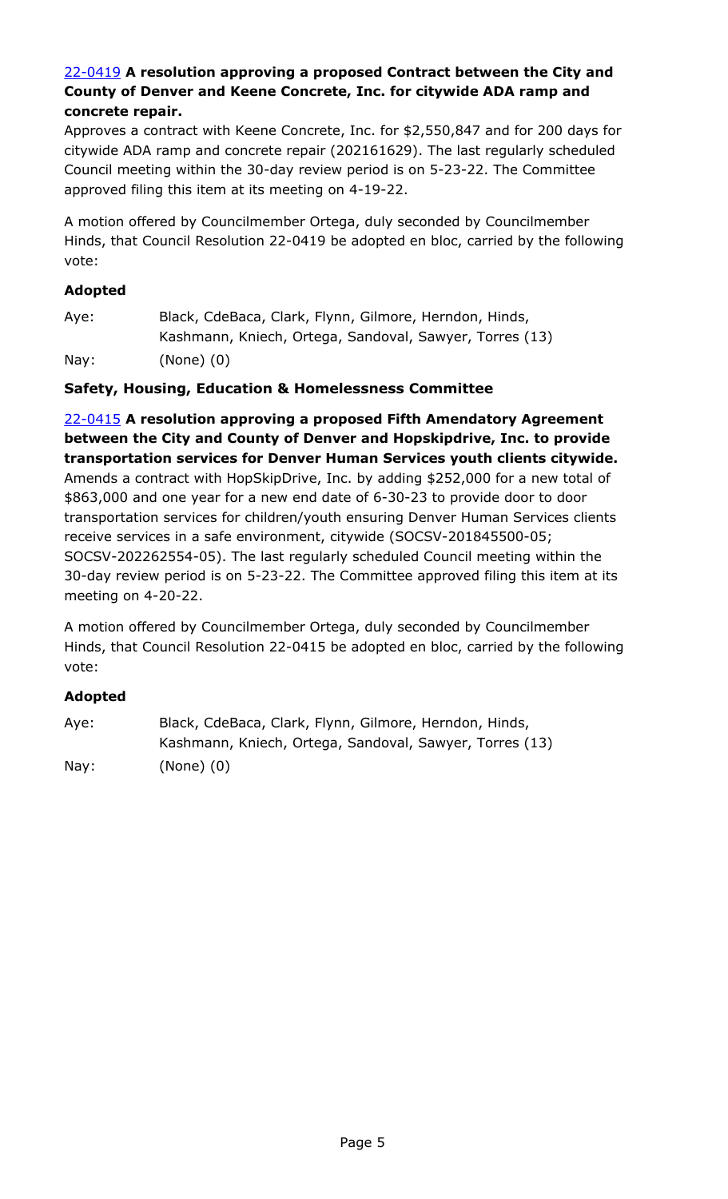22-0419 **A resolution approving a proposed Contract between the City and County of Denver and Keene Concrete, Inc. for citywide ADA ramp and concrete repair.**

Approves a contract with Keene Concrete, Inc. for $2,550,847 and for 200 days for citywide ADA ramp and concrete repair (202161629). The last regularly scheduled Council meeting within the 30-day review period is on 5-23-22. The Committee approved filing this item at its meeting on 4-19-22.

A motion offered by Councilmember Ortega, duly seconded by Councilmember Hinds, that Council Resolution 22-0419 be adopted en bloc, carried by the following vote:

**Adopted**

Aye: Black, CdeBaca, Clark, Flynn, Gilmore, Herndon, Hinds, Kashmann, Kniech, Ortega, Sandoval, Sawyer, Torres (13)

Nay: (None) (0)

### Safety, Housing, Education & Homelessness Committee

22-0415 **A resolution approving a proposed Fifth Amendatory Agreement between the City and County of Denver and Hopskipdrive, Inc. to provide transportation services for Denver Human Services youth clients citywide.**

Amends a contract with HopSkipDrive, Inc. by adding $252,000 for a new total of $863,000 and one year for a new end date of 6-30-23 to provide door to door transportation services for children/youth ensuring Denver Human Services clients receive services in a safe environment, citywide (SOCSV-201845500-05; SOCSV-202262554-05). The last regularly scheduled Council meeting within the 30-day review period is on 5-23-22. The Committee approved filing this item at its meeting on 4-20-22.

A motion offered by Councilmember Ortega, duly seconded by Councilmember Hinds, that Council Resolution 22-0415 be adopted en bloc, carried by the following vote:

**Adopted**

Aye: Black, CdeBaca, Clark, Flynn, Gilmore, Herndon, Hinds, Kashmann, Kniech, Ortega, Sandoval, Sawyer, Torres (13)

Nay: (None) (0)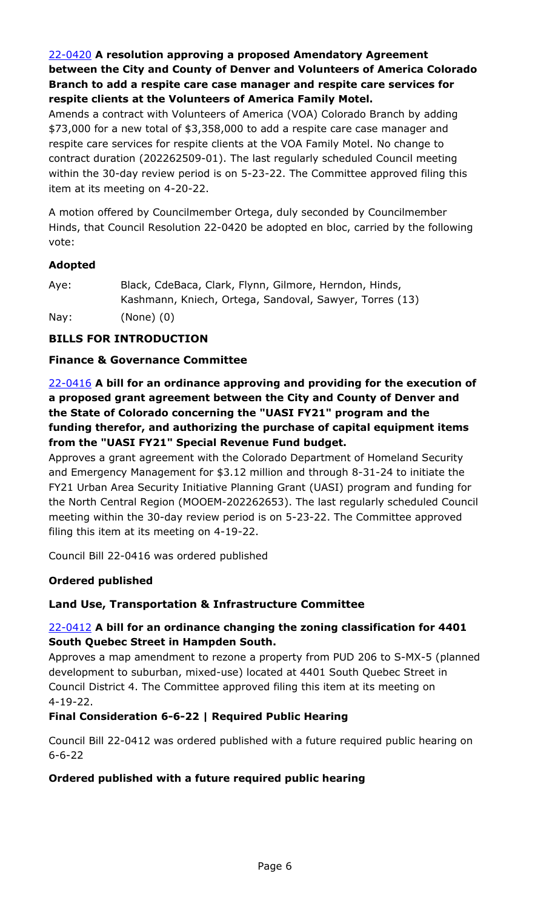22-0420 **A resolution approving a proposed Amendatory Agreement between the City and County of Denver and Volunteers of America Colorado Branch to add a respite care case manager and respite care services for respite clients at the Volunteers of America Family Motel.**

Amends a contract with Volunteers of America (VOA) Colorado Branch by adding $73,000 for a new total of $3,358,000 to add a respite care case manager and respite care services for respite clients at the VOA Family Motel. No change to contract duration (202262509-01). The last regularly scheduled Council meeting within the 30-day review period is on 5-23-22. The Committee approved filing this item at its meeting on 4-20-22.

A motion offered by Councilmember Ortega, duly seconded by Councilmember Hinds, that Council Resolution 22-0420 be adopted en bloc, carried by the following vote:

**Adopted**

Aye: Black, CdeBaca, Clark, Flynn, Gilmore, Herndon, Hinds, Kashmann, Kniech, Ortega, Sandoval, Sawyer, Torres (13)

Nay: (None) (0)

## BILLS FOR INTRODUCTION

### Finance & Governance Committee

22-0416 **A bill for an ordinance approving and providing for the execution of a proposed grant agreement between the City and County of Denver and the State of Colorado concerning the "UASI FY21" program and the funding therefor, and authorizing the purchase of capital equipment items from the "UASI FY21" Special Revenue Fund budget.**

Approves a grant agreement with the Colorado Department of Homeland Security and Emergency Management for $3.12 million and through 8-31-24 to initiate the FY21 Urban Area Security Initiative Planning Grant (UASI) program and funding for the North Central Region (MOOEM-202262653). The last regularly scheduled Council meeting within the 30-day review period is on 5-23-22. The Committee approved filing this item at its meeting on 4-19-22.

Council Bill 22-0416 was ordered published

**Ordered published**

### Land Use, Transportation & Infrastructure Committee

22-0412 **A bill for an ordinance changing the zoning classification for 4401 South Quebec Street in Hampden South.**

Approves a map amendment to rezone a property from PUD 206 to S-MX-5 (planned development to suburban, mixed-use) located at 4401 South Quebec Street in Council District 4. The Committee approved filing this item at its meeting on 4-19-22.

**Final Consideration 6-6-22 | Required Public Hearing**

Council Bill 22-0412 was ordered published with a future required public hearing on 6-6-22

**Ordered published with a future required public hearing**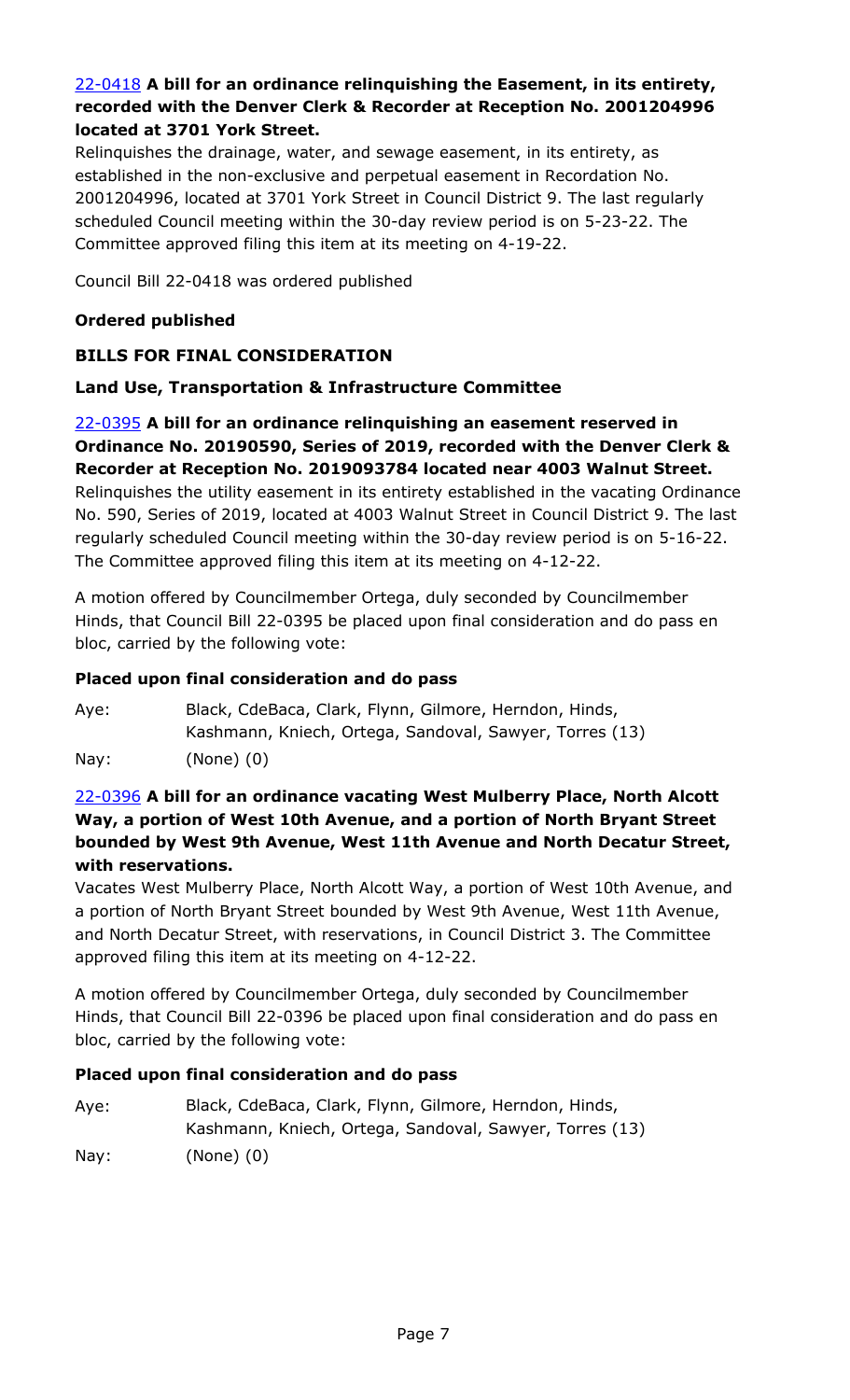[22-0418](#) **A bill for an ordinance relinquishing the Easement, in its entirety, recorded with the Denver Clerk & Recorder at Reception No. 2001204996 located at 3701 York Street.**

Relinquishes the drainage, water, and sewage easement, in its entirety, as established in the non-exclusive and perpetual easement in Recordation No. 2001204996, located at 3701 York Street in Council District 9. The last regularly scheduled Council meeting within the 30-day review period is on 5-23-22. The Committee approved filing this item at its meeting on 4-19-22.

Council Bill 22-0418 was ordered published

**Ordered published**

## BILLS FOR FINAL CONSIDERATION

### Land Use, Transportation & Infrastructure Committee

[22-0395](#) **A bill for an ordinance relinquishing an easement reserved in Ordinance No. 20190590, Series of 2019, recorded with the Denver Clerk & Recorder at Reception No. 2019093784 located near 4003 Walnut Street.**

Relinquishes the utility easement in its entirety established in the vacating Ordinance No. 590, Series of 2019, located at 4003 Walnut Street in Council District 9. The last regularly scheduled Council meeting within the 30-day review period is on 5-16-22. The Committee approved filing this item at its meeting on 4-12-22.

A motion offered by Councilmember Ortega, duly seconded by Councilmember Hinds, that Council Bill 22-0395 be placed upon final consideration and do pass en bloc, carried by the following vote:

**Placed upon final consideration and do pass**

Aye: Black, CdeBaca, Clark, Flynn, Gilmore, Herndon, Hinds, Kashmann, Kniech, Ortega, Sandoval, Sawyer, Torres (13)

Nay: (None) (0)

[22-0396](#) **A bill for an ordinance vacating West Mulberry Place, North Alcott Way, a portion of West 10th Avenue, and a portion of North Bryant Street bounded by West 9th Avenue, West 11th Avenue and North Decatur Street, with reservations.**

Vacates West Mulberry Place, North Alcott Way, a portion of West 10th Avenue, and a portion of North Bryant Street bounded by West 9th Avenue, West 11th Avenue, and North Decatur Street, with reservations, in Council District 3. The Committee approved filing this item at its meeting on 4-12-22.

A motion offered by Councilmember Ortega, duly seconded by Councilmember Hinds, that Council Bill 22-0396 be placed upon final consideration and do pass en bloc, carried by the following vote:

**Placed upon final consideration and do pass**

Aye: Black, CdeBaca, Clark, Flynn, Gilmore, Herndon, Hinds, Kashmann, Kniech, Ortega, Sandoval, Sawyer, Torres (13)

Nay: (None) (0)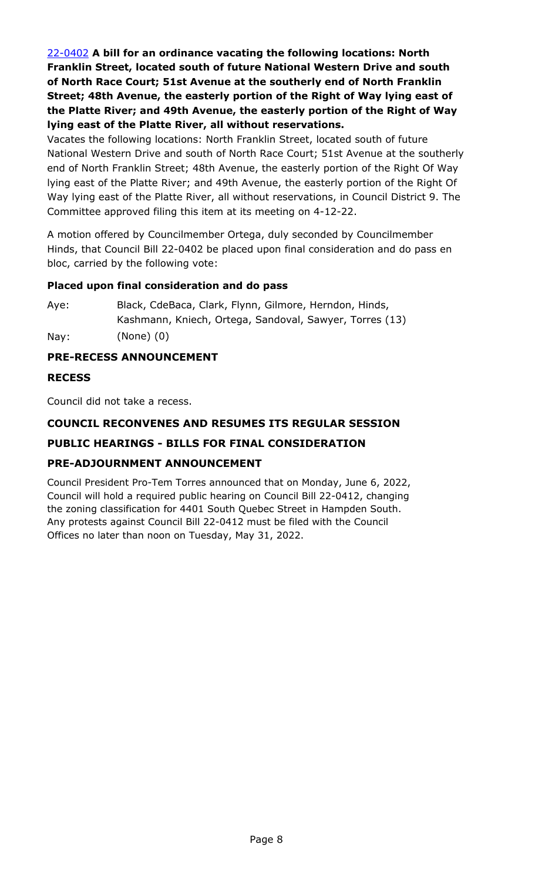22-0402 **A bill for an ordinance vacating the following locations: North Franklin Street, located south of future National Western Drive and south of North Race Court; 51st Avenue at the southerly end of North Franklin Street; 48th Avenue, the easterly portion of the Right of Way lying east of the Platte River; and 49th Avenue, the easterly portion of the Right of Way lying east of the Platte River, all without reservations.**

Vacates the following locations: North Franklin Street, located south of future National Western Drive and south of North Race Court; 51st Avenue at the southerly end of North Franklin Street; 48th Avenue, the easterly portion of the Right Of Way lying east of the Platte River; and 49th Avenue, the easterly portion of the Right Of Way lying east of the Platte River, all without reservations, in Council District 9. The Committee approved filing this item at its meeting on 4-12-22.

A motion offered by Councilmember Ortega, duly seconded by Councilmember Hinds, that Council Bill 22-0402 be placed upon final consideration and do pass en bloc, carried by the following vote:

**Placed upon final consideration and do pass**

Aye: Black, CdeBaca, Clark, Flynn, Gilmore, Herndon, Hinds, Kashmann, Kniech, Ortega, Sandoval, Sawyer, Torres (13)

Nay: (None) (0)

### PRE-RECESS ANNOUNCEMENT

### RECESS

Council did not take a recess.

### COUNCIL RECONVENES AND RESUMES ITS REGULAR SESSION

### PUBLIC HEARINGS - BILLS FOR FINAL CONSIDERATION

### PRE-ADJOURNMENT ANNOUNCEMENT

Council President Pro-Tem Torres announced that on Monday, June 6, 2022, Council will hold a required public hearing on Council Bill 22-0412, changing the zoning classification for 4401 South Quebec Street in Hampden South. Any protests against Council Bill 22-0412 must be filed with the Council Offices no later than noon on Tuesday, May 31, 2022.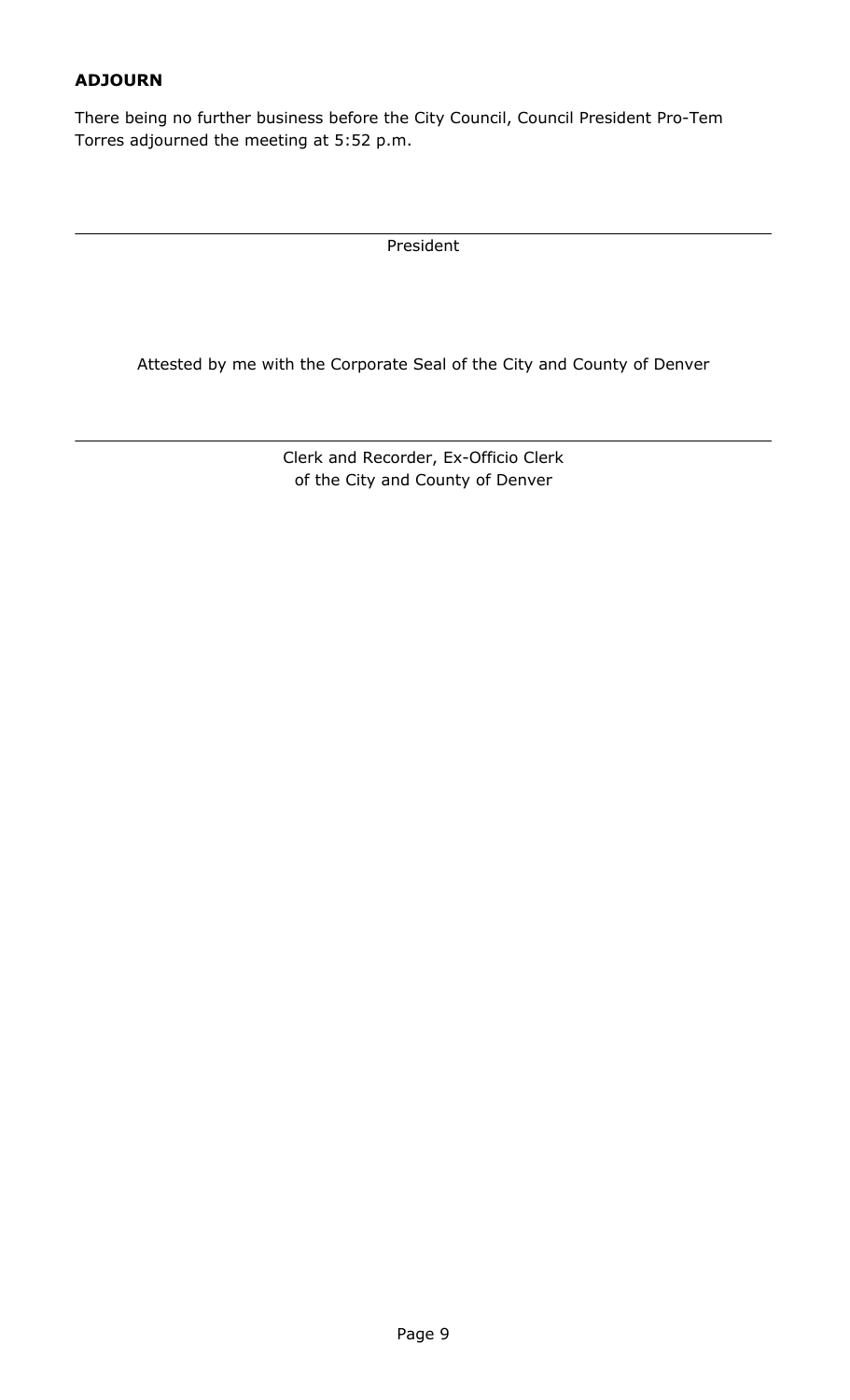**ADJOURN**

There being no further business before the City Council, Council President Pro-Tem Torres adjourned the meeting at 5:52 p.m.

\_\_\_\_\_\_\_\_\_\_\_\_\_\_\_\_\_\_\_\_\_\_\_\_\_\_\_\_\_\_\_\_\_\_\_\_\_\_\_\_

President

Attested by me with the Corporate Seal of the City and County of Denver

\_\_\_\_\_\_\_\_\_\_\_\_\_\_\_\_\_\_\_\_\_\_\_\_\_\_\_\_\_\_\_\_\_\_\_\_\_\_\_\_

Clerk and Recorder, Ex-Officio Clerk
of the City and County of Denver